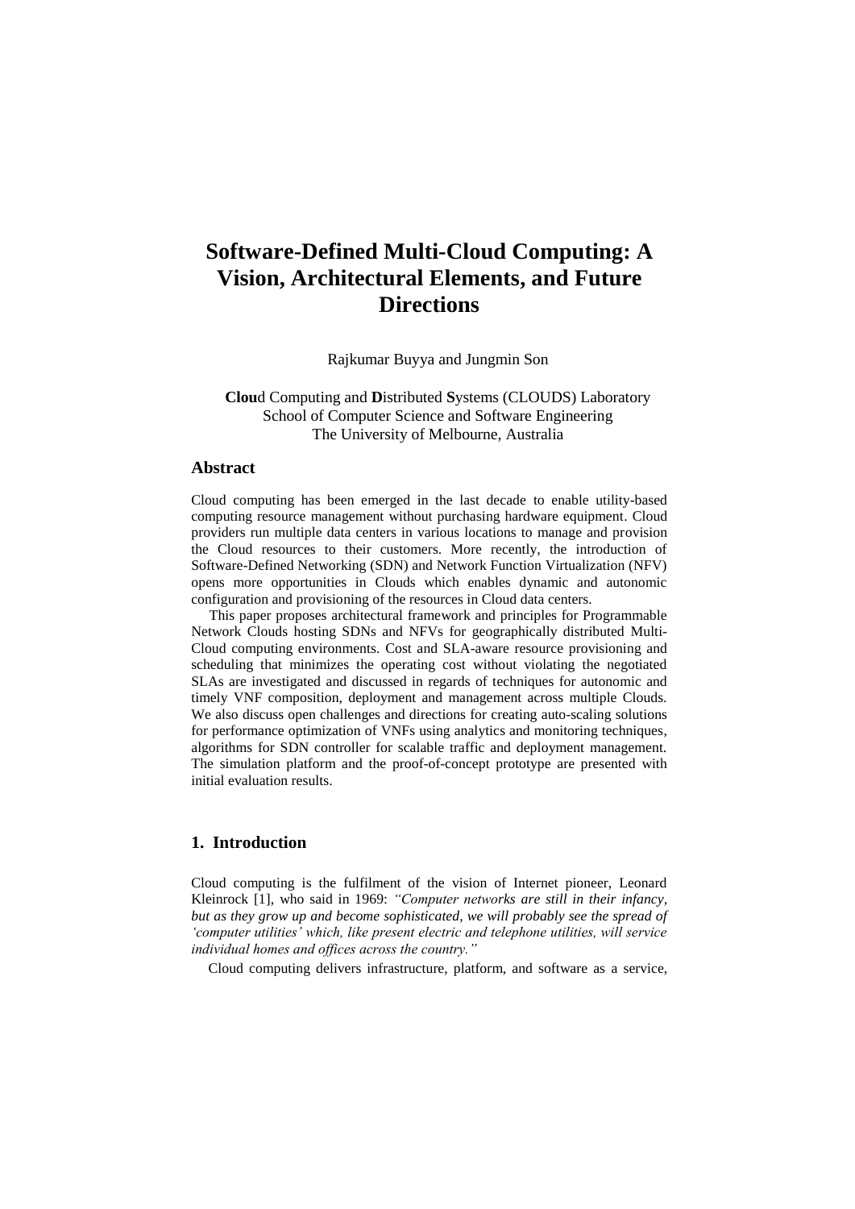# Software-Defined Multi-Cloud Computing: A Vision, Architectural Elements, and Future Directions

Rajkumar Buyya and Jungmin Son

**Clou**d Computing and **D**istributed **S**ystems (CLOUDS) Laboratory
School of Computer Science and Software Engineering
The University of Melbourne, Australia

## Abstract

Cloud computing has been emerged in the last decade to enable utility-based computing resource management without purchasing hardware equipment. Cloud providers run multiple data centers in various locations to manage and provision the Cloud resources to their customers. More recently, the introduction of Software-Defined Networking (SDN) and Network Function Virtualization (NFV) opens more opportunities in Clouds which enables dynamic and autonomic configuration and provisioning of the resources in Cloud data centers.

This paper proposes architectural framework and principles for Programmable Network Clouds hosting SDNs and NFVs for geographically distributed Multi-Cloud computing environments. Cost and SLA-aware resource provisioning and scheduling that minimizes the operating cost without violating the negotiated SLAs are investigated and discussed in regards of techniques for autonomic and timely VNF composition, deployment and management across multiple Clouds. We also discuss open challenges and directions for creating auto-scaling solutions for performance optimization of VNFs using analytics and monitoring techniques, algorithms for SDN controller for scalable traffic and deployment management. The simulation platform and the proof-of-concept prototype are presented with initial evaluation results.

## 1. Introduction

Cloud computing is the fulfilment of the vision of Internet pioneer, Leonard Kleinrock [1], who said in 1969: *"Computer networks are still in their infancy, but as they grow up and become sophisticated, we will probably see the spread of 'computer utilities' which, like present electric and telephone utilities, will service individual homes and offices across the country."*

Cloud computing delivers infrastructure, platform, and software as a service,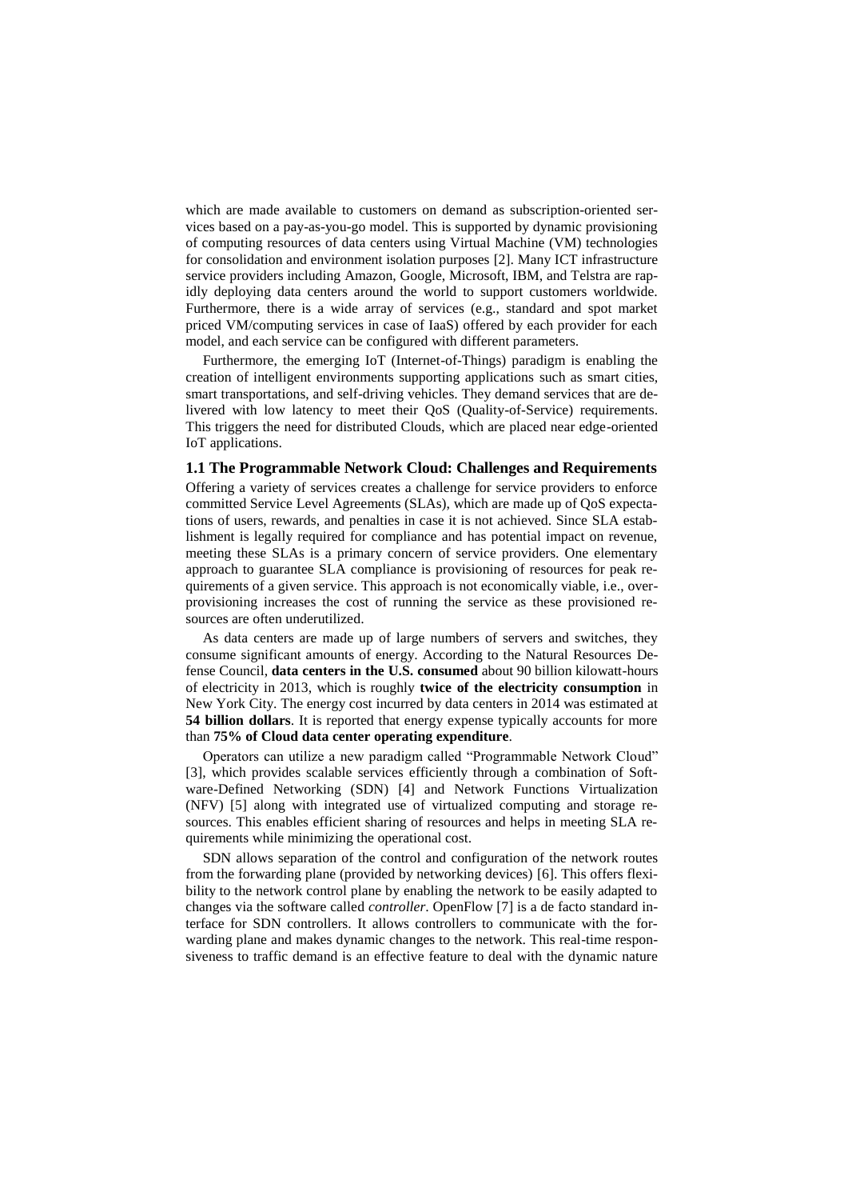which are made available to customers on demand as subscription-oriented services based on a pay-as-you-go model. This is supported by dynamic provisioning of computing resources of data centers using Virtual Machine (VM) technologies for consolidation and environment isolation purposes [2]. Many ICT infrastructure service providers including Amazon, Google, Microsoft, IBM, and Telstra are rapidly deploying data centers around the world to support customers worldwide. Furthermore, there is a wide array of services (e.g., standard and spot market priced VM/computing services in case of IaaS) offered by each provider for each model, and each service can be configured with different parameters.

Furthermore, the emerging IoT (Internet-of-Things) paradigm is enabling the creation of intelligent environments supporting applications such as smart cities, smart transportations, and self-driving vehicles. They demand services that are delivered with low latency to meet their QoS (Quality-of-Service) requirements. This triggers the need for distributed Clouds, which are placed near edge-oriented IoT applications.

### 1.1 The Programmable Network Cloud: Challenges and Requirements

Offering a variety of services creates a challenge for service providers to enforce committed Service Level Agreements (SLAs), which are made up of QoS expectations of users, rewards, and penalties in case it is not achieved. Since SLA establishment is legally required for compliance and has potential impact on revenue, meeting these SLAs is a primary concern of service providers. One elementary approach to guarantee SLA compliance is provisioning of resources for peak requirements of a given service. This approach is not economically viable, i.e., over-provisioning increases the cost of running the service as these provisioned resources are often underutilized.

As data centers are made up of large numbers of servers and switches, they consume significant amounts of energy. According to the Natural Resources Defense Council, **data centers in the U.S. consumed** about 90 billion kilowatt-hours of electricity in 2013, which is roughly **twice of the electricity consumption** in New York City. The energy cost incurred by data centers in 2014 was estimated at **54 billion dollars**. It is reported that energy expense typically accounts for more than **75% of Cloud data center operating expenditure**.

Operators can utilize a new paradigm called "Programmable Network Cloud" [3], which provides scalable services efficiently through a combination of Software-Defined Networking (SDN) [4] and Network Functions Virtualization (NFV) [5] along with integrated use of virtualized computing and storage resources. This enables efficient sharing of resources and helps in meeting SLA requirements while minimizing the operational cost.

SDN allows separation of the control and configuration of the network routes from the forwarding plane (provided by networking devices) [6]. This offers flexibility to the network control plane by enabling the network to be easily adapted to changes via the software called *controller*. OpenFlow [7] is a de facto standard interface for SDN controllers. It allows controllers to communicate with the forwarding plane and makes dynamic changes to the network. This real-time responsiveness to traffic demand is an effective feature to deal with the dynamic nature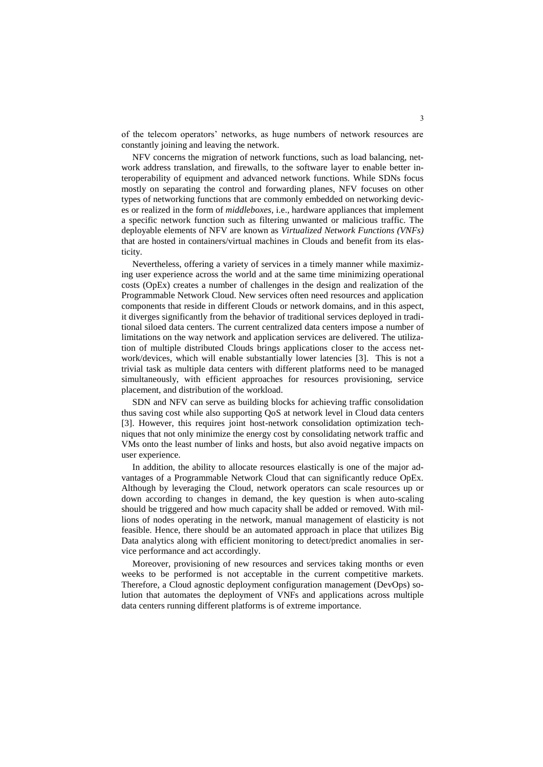of the telecom operators' networks, as huge numbers of network resources are constantly joining and leaving the network.

NFV concerns the migration of network functions, such as load balancing, network address translation, and firewalls, to the software layer to enable better interoperability of equipment and advanced network functions. While SDNs focus mostly on separating the control and forwarding planes, NFV focuses on other types of networking functions that are commonly embedded on networking devices or realized in the form of *middleboxes*, i.e., hardware appliances that implement a specific network function such as filtering unwanted or malicious traffic. The deployable elements of NFV are known as *Virtualized Network Functions (VNFs)* that are hosted in containers/virtual machines in Clouds and benefit from its elasticity.

Nevertheless, offering a variety of services in a timely manner while maximizing user experience across the world and at the same time minimizing operational costs (OpEx) creates a number of challenges in the design and realization of the Programmable Network Cloud. New services often need resources and application components that reside in different Clouds or network domains, and in this aspect, it diverges significantly from the behavior of traditional services deployed in traditional siloed data centers. The current centralized data centers impose a number of limitations on the way network and application services are delivered. The utilization of multiple distributed Clouds brings applications closer to the access network/devices, which will enable substantially lower latencies [3]. This is not a trivial task as multiple data centers with different platforms need to be managed simultaneously, with efficient approaches for resources provisioning, service placement, and distribution of the workload.

SDN and NFV can serve as building blocks for achieving traffic consolidation thus saving cost while also supporting QoS at network level in Cloud data centers [3]. However, this requires joint host-network consolidation optimization techniques that not only minimize the energy cost by consolidating network traffic and VMs onto the least number of links and hosts, but also avoid negative impacts on user experience.

In addition, the ability to allocate resources elastically is one of the major advantages of a Programmable Network Cloud that can significantly reduce OpEx. Although by leveraging the Cloud, network operators can scale resources up or down according to changes in demand, the key question is when auto-scaling should be triggered and how much capacity shall be added or removed. With millions of nodes operating in the network, manual management of elasticity is not feasible. Hence, there should be an automated approach in place that utilizes Big Data analytics along with efficient monitoring to detect/predict anomalies in service performance and act accordingly.

Moreover, provisioning of new resources and services taking months or even weeks to be performed is not acceptable in the current competitive markets. Therefore, a Cloud agnostic deployment configuration management (DevOps) solution that automates the deployment of VNFs and applications across multiple data centers running different platforms is of extreme importance.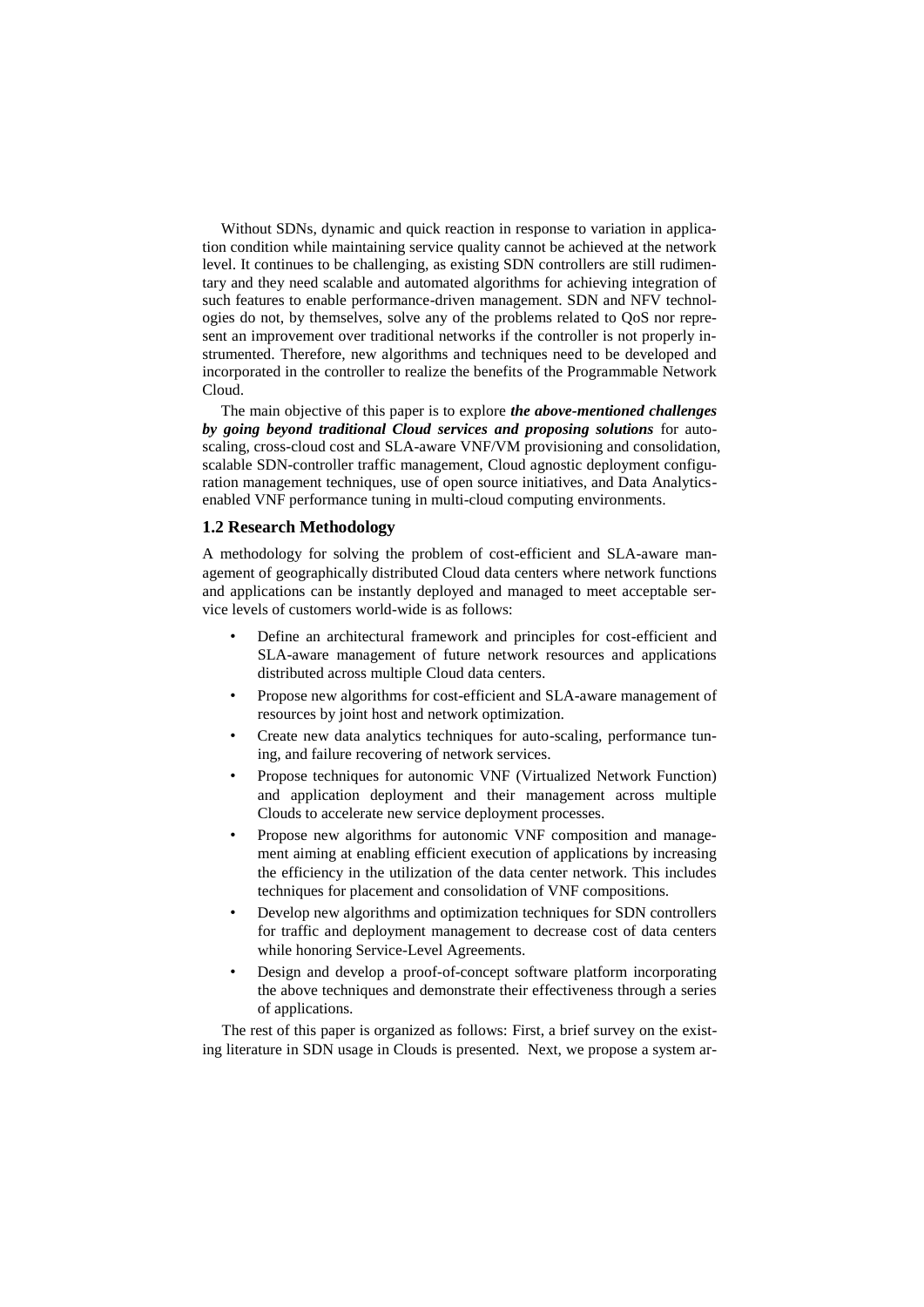Without SDNs, dynamic and quick reaction in response to variation in application condition while maintaining service quality cannot be achieved at the network level. It continues to be challenging, as existing SDN controllers are still rudimentary and they need scalable and automated algorithms for achieving integration of such features to enable performance-driven management. SDN and NFV technologies do not, by themselves, solve any of the problems related to QoS nor represent an improvement over traditional networks if the controller is not properly instrumented. Therefore, new algorithms and techniques need to be developed and incorporated in the controller to realize the benefits of the Programmable Network Cloud.

The main objective of this paper is to explore ***the above-mentioned challenges by going beyond traditional Cloud services and proposing solutions*** for autoscaling, cross-cloud cost and SLA-aware VNF/VM provisioning and consolidation, scalable SDN-controller traffic management, Cloud agnostic deployment configuration management techniques, use of open source initiatives, and Data Analytics-enabled VNF performance tuning in multi-cloud computing environments.

### 1.2 Research Methodology

A methodology for solving the problem of cost-efficient and SLA-aware management of geographically distributed Cloud data centers where network functions and applications can be instantly deployed and managed to meet acceptable service levels of customers world-wide is as follows:

- Define an architectural framework and principles for cost-efficient and SLA-aware management of future network resources and applications distributed across multiple Cloud data centers.
- Propose new algorithms for cost-efficient and SLA-aware management of resources by joint host and network optimization.
- Create new data analytics techniques for auto-scaling, performance tuning, and failure recovering of network services.
- Propose techniques for autonomic VNF (Virtualized Network Function) and application deployment and their management across multiple Clouds to accelerate new service deployment processes.
- Propose new algorithms for autonomic VNF composition and management aiming at enabling efficient execution of applications by increasing the efficiency in the utilization of the data center network. This includes techniques for placement and consolidation of VNF compositions.
- Develop new algorithms and optimization techniques for SDN controllers for traffic and deployment management to decrease cost of data centers while honoring Service-Level Agreements.
- Design and develop a proof-of-concept software platform incorporating the above techniques and demonstrate their effectiveness through a series of applications.

The rest of this paper is organized as follows: First, a brief survey on the existing literature in SDN usage in Clouds is presented. Next, we propose a system ar-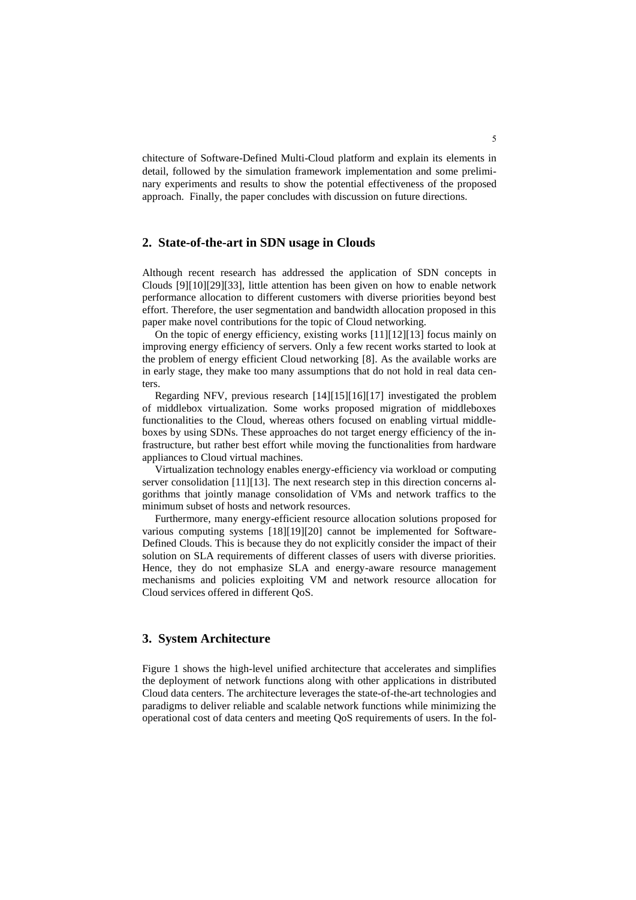chitecture of Software-Defined Multi-Cloud platform and explain its elements in detail, followed by the simulation framework implementation and some preliminary experiments and results to show the potential effectiveness of the proposed approach. Finally, the paper concludes with discussion on future directions.

## 2. State-of-the-art in SDN usage in Clouds

Although recent research has addressed the application of SDN concepts in Clouds [9][10][29][33], little attention has been given on how to enable network performance allocation to different customers with diverse priorities beyond best effort. Therefore, the user segmentation and bandwidth allocation proposed in this paper make novel contributions for the topic of Cloud networking.

On the topic of energy efficiency, existing works [11][12][13] focus mainly on improving energy efficiency of servers. Only a few recent works started to look at the problem of energy efficient Cloud networking [8]. As the available works are in early stage, they make too many assumptions that do not hold in real data centers.

Regarding NFV, previous research [14][15][16][17] investigated the problem of middlebox virtualization. Some works proposed migration of middleboxes functionalities to the Cloud, whereas others focused on enabling virtual middleboxes by using SDNs. These approaches do not target energy efficiency of the infrastructure, but rather best effort while moving the functionalities from hardware appliances to Cloud virtual machines.

Virtualization technology enables energy-efficiency via workload or computing server consolidation [11][13]. The next research step in this direction concerns algorithms that jointly manage consolidation of VMs and network traffics to the minimum subset of hosts and network resources.

Furthermore, many energy-efficient resource allocation solutions proposed for various computing systems [18][19][20] cannot be implemented for Software-Defined Clouds. This is because they do not explicitly consider the impact of their solution on SLA requirements of different classes of users with diverse priorities. Hence, they do not emphasize SLA and energy-aware resource management mechanisms and policies exploiting VM and network resource allocation for Cloud services offered in different QoS.

## 3. System Architecture

Figure 1 shows the high-level unified architecture that accelerates and simplifies the deployment of network functions along with other applications in distributed Cloud data centers. The architecture leverages the state-of-the-art technologies and paradigms to deliver reliable and scalable network functions while minimizing the operational cost of data centers and meeting QoS requirements of users. In the fol-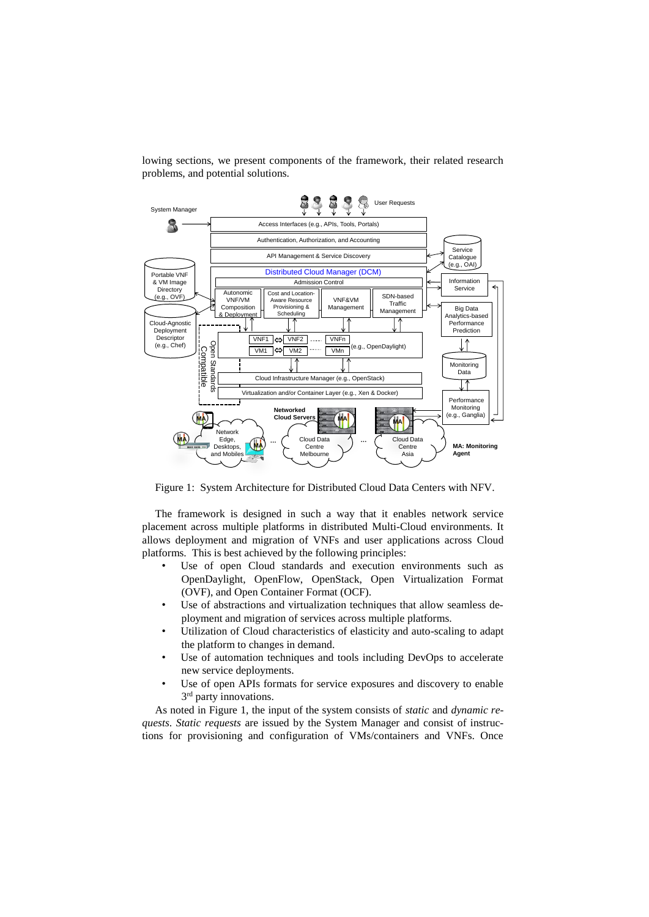lowing sections, we present components of the framework, their related research problems, and potential solutions.

Figure 1: System Architecture for Distributed Cloud Data Centers with NFV.

The framework is designed in such a way that it enables network service placement across multiple platforms in distributed Multi-Cloud environments. It allows deployment and migration of VNFs and user applications across Cloud platforms. This is best achieved by the following principles:

- Use of open Cloud standards and execution environments such as OpenDaylight, OpenFlow, OpenStack, Open Virtualization Format (OVF), and Open Container Format (OCF).
- Use of abstractions and virtualization techniques that allow seamless deployment and migration of services across multiple platforms.
- Utilization of Cloud characteristics of elasticity and auto-scaling to adapt the platform to changes in demand.
- Use of automation techniques and tools including DevOps to accelerate new service deployments.
- Use of open APIs formats for service exposures and discovery to enable 3rd party innovations.

As noted in Figure 1, the input of the system consists of *static* and *dynamic requests*. *Static requests* are issued by the System Manager and consist of instructions for provisioning and configuration of VMs/containers and VNFs. Once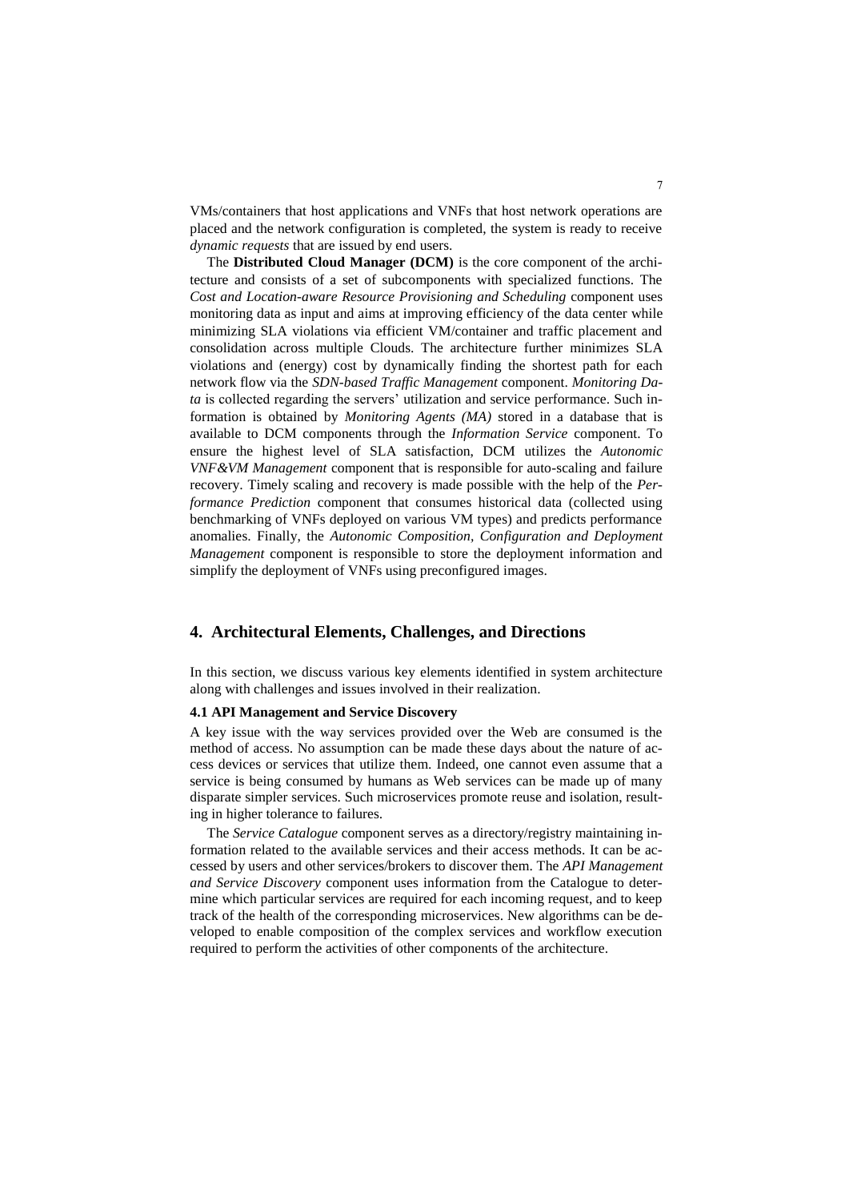VMs/containers that host applications and VNFs that host network operations are placed and the network configuration is completed, the system is ready to receive *dynamic requests* that are issued by end users.

The **Distributed Cloud Manager (DCM)** is the core component of the architecture and consists of a set of subcomponents with specialized functions. The *Cost and Location-aware Resource Provisioning and Scheduling* component uses monitoring data as input and aims at improving efficiency of the data center while minimizing SLA violations via efficient VM/container and traffic placement and consolidation across multiple Clouds. The architecture further minimizes SLA violations and (energy) cost by dynamically finding the shortest path for each network flow via the *SDN-based Traffic Management* component. *Monitoring Data* is collected regarding the servers' utilization and service performance. Such information is obtained by *Monitoring Agents (MA)* stored in a database that is available to DCM components through the *Information Service* component. To ensure the highest level of SLA satisfaction, DCM utilizes the *Autonomic VNF&VM Management* component that is responsible for auto-scaling and failure recovery. Timely scaling and recovery is made possible with the help of the *Performance Prediction* component that consumes historical data (collected using benchmarking of VNFs deployed on various VM types) and predicts performance anomalies. Finally, the *Autonomic Composition, Configuration and Deployment Management* component is responsible to store the deployment information and simplify the deployment of VNFs using preconfigured images.

## 4. Architectural Elements, Challenges, and Directions

In this section, we discuss various key elements identified in system architecture along with challenges and issues involved in their realization.

### 4.1 API Management and Service Discovery

A key issue with the way services provided over the Web are consumed is the method of access. No assumption can be made these days about the nature of access devices or services that utilize them. Indeed, one cannot even assume that a service is being consumed by humans as Web services can be made up of many disparate simpler services. Such microservices promote reuse and isolation, resulting in higher tolerance to failures.

The *Service Catalogue* component serves as a directory/registry maintaining information related to the available services and their access methods. It can be accessed by users and other services/brokers to discover them. The *API Management and Service Discovery* component uses information from the Catalogue to determine which particular services are required for each incoming request, and to keep track of the health of the corresponding microservices. New algorithms can be developed to enable composition of the complex services and workflow execution required to perform the activities of other components of the architecture.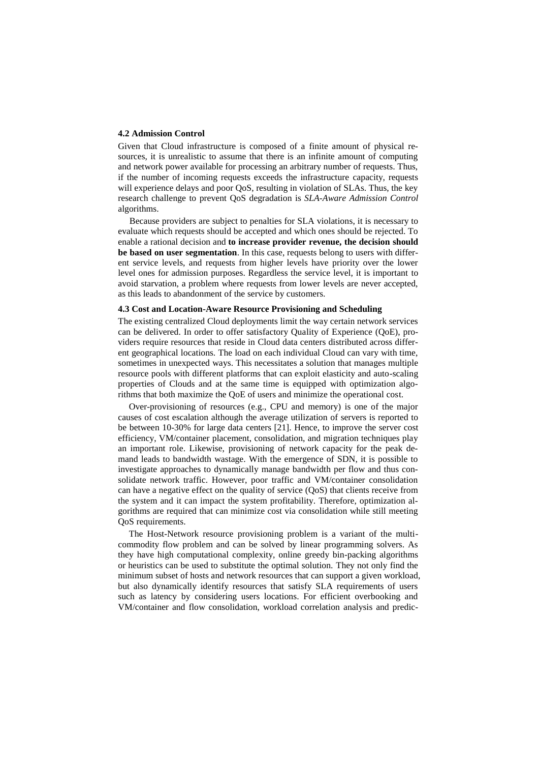### 4.2 Admission Control

Given that Cloud infrastructure is composed of a finite amount of physical resources, it is unrealistic to assume that there is an infinite amount of computing and network power available for processing an arbitrary number of requests. Thus, if the number of incoming requests exceeds the infrastructure capacity, requests will experience delays and poor QoS, resulting in violation of SLAs. Thus, the key research challenge to prevent QoS degradation is *SLA-Aware Admission Control* algorithms.

Because providers are subject to penalties for SLA violations, it is necessary to evaluate which requests should be accepted and which ones should be rejected. To enable a rational decision and **to increase provider revenue, the decision should be based on user segmentation**. In this case, requests belong to users with different service levels, and requests from higher levels have priority over the lower level ones for admission purposes. Regardless the service level, it is important to avoid starvation, a problem where requests from lower levels are never accepted, as this leads to abandonment of the service by customers.

### 4.3 Cost and Location-Aware Resource Provisioning and Scheduling

The existing centralized Cloud deployments limit the way certain network services can be delivered. In order to offer satisfactory Quality of Experience (QoE), providers require resources that reside in Cloud data centers distributed across different geographical locations. The load on each individual Cloud can vary with time, sometimes in unexpected ways. This necessitates a solution that manages multiple resource pools with different platforms that can exploit elasticity and auto-scaling properties of Clouds and at the same time is equipped with optimization algorithms that both maximize the QoE of users and minimize the operational cost.

Over-provisioning of resources (e.g., CPU and memory) is one of the major causes of cost escalation although the average utilization of servers is reported to be between 10-30% for large data centers [21]. Hence, to improve the server cost efficiency, VM/container placement, consolidation, and migration techniques play an important role. Likewise, provisioning of network capacity for the peak demand leads to bandwidth wastage. With the emergence of SDN, it is possible to investigate approaches to dynamically manage bandwidth per flow and thus consolidate network traffic. However, poor traffic and VM/container consolidation can have a negative effect on the quality of service (QoS) that clients receive from the system and it can impact the system profitability. Therefore, optimization algorithms are required that can minimize cost via consolidation while still meeting QoS requirements.

The Host-Network resource provisioning problem is a variant of the multi-commodity flow problem and can be solved by linear programming solvers. As they have high computational complexity, online greedy bin-packing algorithms or heuristics can be used to substitute the optimal solution. They not only find the minimum subset of hosts and network resources that can support a given workload, but also dynamically identify resources that satisfy SLA requirements of users such as latency by considering users locations. For efficient overbooking and VM/container and flow consolidation, workload correlation analysis and predic-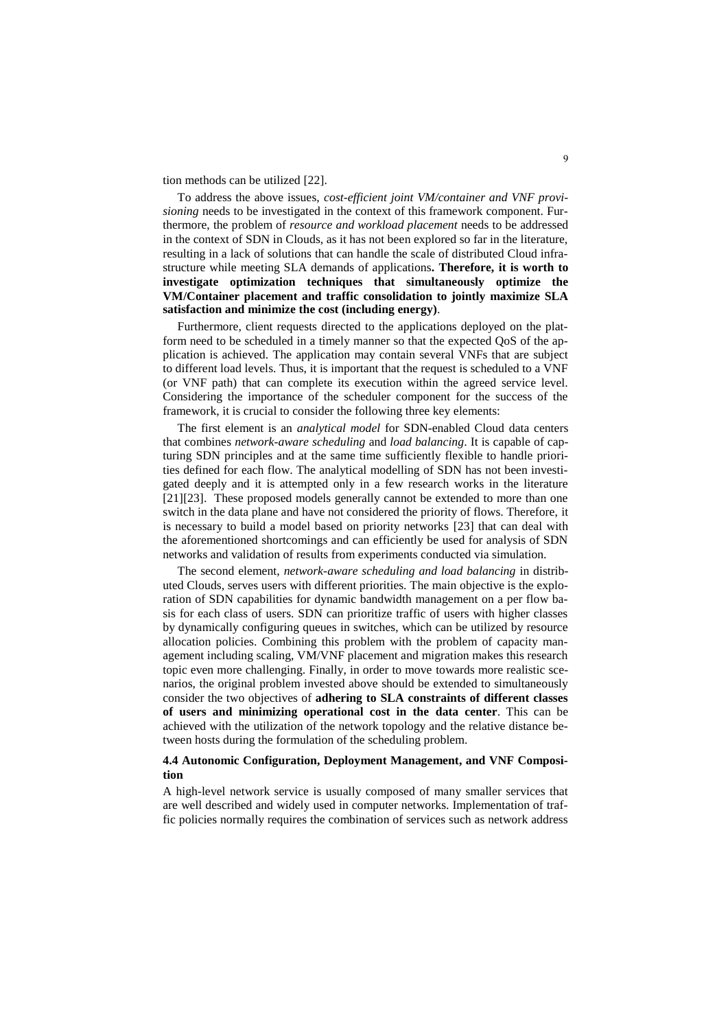tion methods can be utilized [22].

To address the above issues, *cost-efficient joint VM/container and VNF provisioning* needs to be investigated in the context of this framework component. Furthermore, the problem of *resource and workload placement* needs to be addressed in the context of SDN in Clouds, as it has not been explored so far in the literature, resulting in a lack of solutions that can handle the scale of distributed Cloud infrastructure while meeting SLA demands of applications**. Therefore, it is worth to investigate optimization techniques that simultaneously optimize the VM/Container placement and traffic consolidation to jointly maximize SLA satisfaction and minimize the cost (including energy)**.

Furthermore, client requests directed to the applications deployed on the platform need to be scheduled in a timely manner so that the expected QoS of the application is achieved. The application may contain several VNFs that are subject to different load levels. Thus, it is important that the request is scheduled to a VNF (or VNF path) that can complete its execution within the agreed service level. Considering the importance of the scheduler component for the success of the framework, it is crucial to consider the following three key elements:

The first element is an *analytical model* for SDN-enabled Cloud data centers that combines *network-aware scheduling* and *load balancing*. It is capable of capturing SDN principles and at the same time sufficiently flexible to handle priorities defined for each flow. The analytical modelling of SDN has not been investigated deeply and it is attempted only in a few research works in the literature [21][23]. These proposed models generally cannot be extended to more than one switch in the data plane and have not considered the priority of flows. Therefore, it is necessary to build a model based on priority networks [23] that can deal with the aforementioned shortcomings and can efficiently be used for analysis of SDN networks and validation of results from experiments conducted via simulation.

The second element, *network-aware scheduling and load balancing* in distributed Clouds, serves users with different priorities. The main objective is the exploration of SDN capabilities for dynamic bandwidth management on a per flow basis for each class of users. SDN can prioritize traffic of users with higher classes by dynamically configuring queues in switches, which can be utilized by resource allocation policies. Combining this problem with the problem of capacity management including scaling, VM/VNF placement and migration makes this research topic even more challenging. Finally, in order to move towards more realistic scenarios, the original problem invested above should be extended to simultaneously consider the two objectives of **adhering to SLA constraints of different classes of users and minimizing operational cost in the data center**. This can be achieved with the utilization of the network topology and the relative distance between hosts during the formulation of the scheduling problem.

### 4.4 Autonomic Configuration, Deployment Management, and VNF Composition

A high-level network service is usually composed of many smaller services that are well described and widely used in computer networks. Implementation of traffic policies normally requires the combination of services such as network address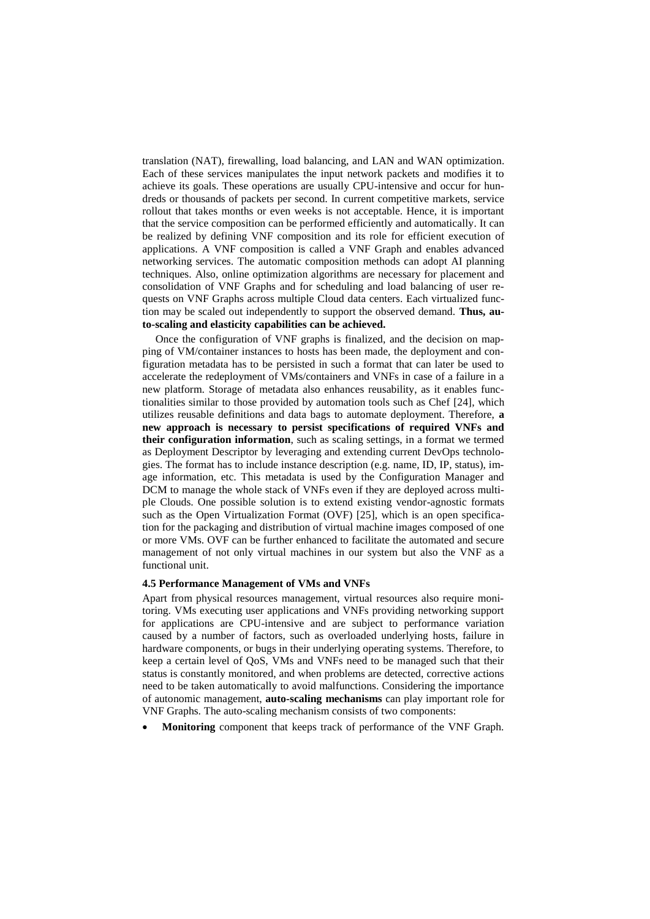translation (NAT), firewalling, load balancing, and LAN and WAN optimization. Each of these services manipulates the input network packets and modifies it to achieve its goals. These operations are usually CPU-intensive and occur for hundreds or thousands of packets per second. In current competitive markets, service rollout that takes months or even weeks is not acceptable. Hence, it is important that the service composition can be performed efficiently and automatically. It can be realized by defining VNF composition and its role for efficient execution of applications. A VNF composition is called a VNF Graph and enables advanced networking services. The automatic composition methods can adopt AI planning techniques. Also, online optimization algorithms are necessary for placement and consolidation of VNF Graphs and for scheduling and load balancing of user requests on VNF Graphs across multiple Cloud data centers. Each virtualized function may be scaled out independently to support the observed demand. **Thus, auto-scaling and elasticity capabilities can be achieved.**

Once the configuration of VNF graphs is finalized, and the decision on mapping of VM/container instances to hosts has been made, the deployment and configuration metadata has to be persisted in such a format that can later be used to accelerate the redeployment of VMs/containers and VNFs in case of a failure in a new platform. Storage of metadata also enhances reusability, as it enables functionalities similar to those provided by automation tools such as Chef [24], which utilizes reusable definitions and data bags to automate deployment. Therefore, **a new approach is necessary to persist specifications of required VNFs and their configuration information**, such as scaling settings, in a format we termed as Deployment Descriptor by leveraging and extending current DevOps technologies. The format has to include instance description (e.g. name, ID, IP, status), image information, etc. This metadata is used by the Configuration Manager and DCM to manage the whole stack of VNFs even if they are deployed across multiple Clouds. One possible solution is to extend existing vendor-agnostic formats such as the Open Virtualization Format (OVF) [25], which is an open specification for the packaging and distribution of virtual machine images composed of one or more VMs. OVF can be further enhanced to facilitate the automated and secure management of not only virtual machines in our system but also the VNF as a functional unit.

#### 4.5 Performance Management of VMs and VNFs

Apart from physical resources management, virtual resources also require monitoring. VMs executing user applications and VNFs providing networking support for applications are CPU-intensive and are subject to performance variation caused by a number of factors, such as overloaded underlying hosts, failure in hardware components, or bugs in their underlying operating systems. Therefore, to keep a certain level of QoS, VMs and VNFs need to be managed such that their status is constantly monitored, and when problems are detected, corrective actions need to be taken automatically to avoid malfunctions. Considering the importance of autonomic management, **auto-scaling mechanisms** can play important role for VNF Graphs. The auto-scaling mechanism consists of two components:

- **Monitoring** component that keeps track of performance of the VNF Graph.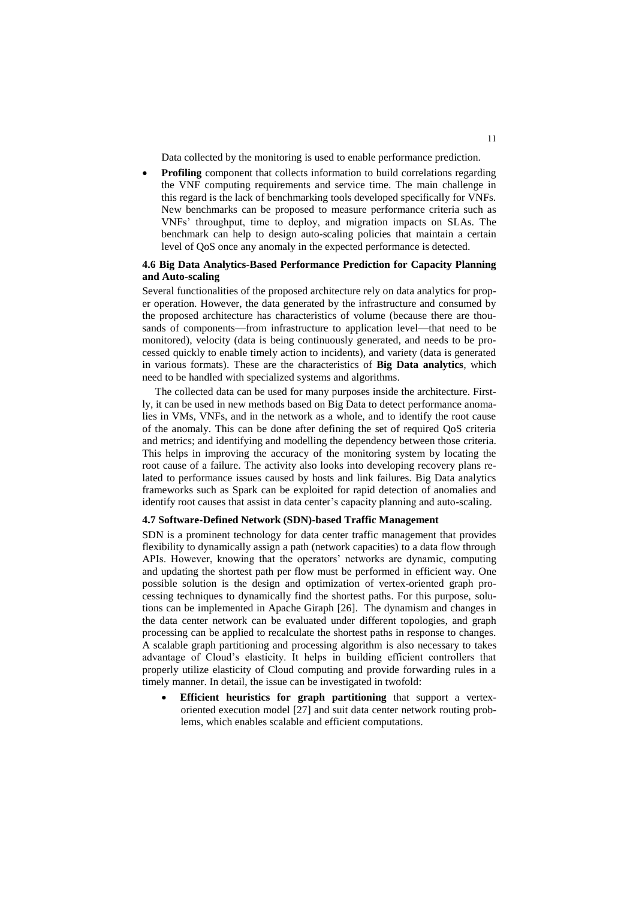Data collected by the monitoring is used to enable performance prediction.

- **Profiling** component that collects information to build correlations regarding the VNF computing requirements and service time. The main challenge in this regard is the lack of benchmarking tools developed specifically for VNFs. New benchmarks can be proposed to measure performance criteria such as VNFs' throughput, time to deploy, and migration impacts on SLAs. The benchmark can help to design auto-scaling policies that maintain a certain level of QoS once any anomaly in the expected performance is detected.

### 4.6 Big Data Analytics-Based Performance Prediction for Capacity Planning and Auto-scaling

Several functionalities of the proposed architecture rely on data analytics for proper operation. However, the data generated by the infrastructure and consumed by the proposed architecture has characteristics of volume (because there are thousands of components—from infrastructure to application level—that need to be monitored), velocity (data is being continuously generated, and needs to be processed quickly to enable timely action to incidents), and variety (data is generated in various formats). These are the characteristics of **Big Data analytics**, which need to be handled with specialized systems and algorithms.

The collected data can be used for many purposes inside the architecture. Firstly, it can be used in new methods based on Big Data to detect performance anomalies in VMs, VNFs, and in the network as a whole, and to identify the root cause of the anomaly. This can be done after defining the set of required QoS criteria and metrics; and identifying and modelling the dependency between those criteria. This helps in improving the accuracy of the monitoring system by locating the root cause of a failure. The activity also looks into developing recovery plans related to performance issues caused by hosts and link failures. Big Data analytics frameworks such as Spark can be exploited for rapid detection of anomalies and identify root causes that assist in data center's capacity planning and auto-scaling.

### 4.7 Software-Defined Network (SDN)-based Traffic Management

SDN is a prominent technology for data center traffic management that provides flexibility to dynamically assign a path (network capacities) to a data flow through APIs. However, knowing that the operators' networks are dynamic, computing and updating the shortest path per flow must be performed in efficient way. One possible solution is the design and optimization of vertex-oriented graph processing techniques to dynamically find the shortest paths. For this purpose, solutions can be implemented in Apache Giraph [26]. The dynamism and changes in the data center network can be evaluated under different topologies, and graph processing can be applied to recalculate the shortest paths in response to changes. A scalable graph partitioning and processing algorithm is also necessary to takes advantage of Cloud's elasticity. It helps in building efficient controllers that properly utilize elasticity of Cloud computing and provide forwarding rules in a timely manner. In detail, the issue can be investigated in twofold:

- **Efficient heuristics for graph partitioning** that support a vertex-oriented execution model [27] and suit data center network routing problems, which enables scalable and efficient computations.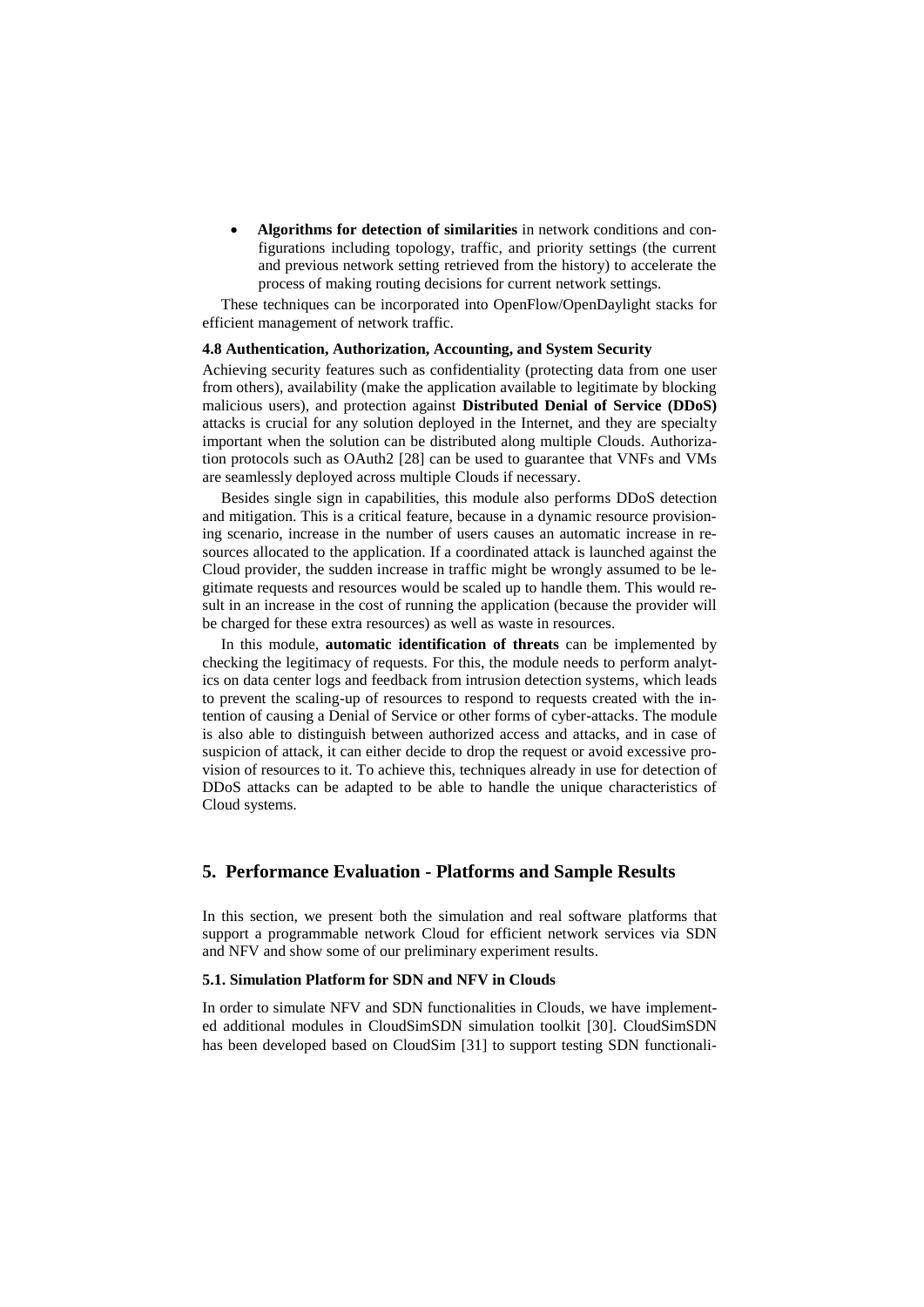- **Algorithms for detection of similarities** in network conditions and configurations including topology, traffic, and priority settings (the current and previous network setting retrieved from the history) to accelerate the process of making routing decisions for current network settings.

These techniques can be incorporated into OpenFlow/OpenDaylight stacks for efficient management of network traffic.

### 4.8 Authentication, Authorization, Accounting, and System Security

Achieving security features such as confidentiality (protecting data from one user from others), availability (make the application available to legitimate by blocking malicious users), and protection against **Distributed Denial of Service (DDoS)** attacks is crucial for any solution deployed in the Internet, and they are specialty important when the solution can be distributed along multiple Clouds. Authorization protocols such as OAuth2 [28] can be used to guarantee that VNFs and VMs are seamlessly deployed across multiple Clouds if necessary.

Besides single sign in capabilities, this module also performs DDoS detection and mitigation. This is a critical feature, because in a dynamic resource provisioning scenario, increase in the number of users causes an automatic increase in resources allocated to the application. If a coordinated attack is launched against the Cloud provider, the sudden increase in traffic might be wrongly assumed to be legitimate requests and resources would be scaled up to handle them. This would result in an increase in the cost of running the application (because the provider will be charged for these extra resources) as well as waste in resources.

In this module, **automatic identification of threats** can be implemented by checking the legitimacy of requests. For this, the module needs to perform analytics on data center logs and feedback from intrusion detection systems, which leads to prevent the scaling-up of resources to respond to requests created with the intention of causing a Denial of Service or other forms of cyber-attacks. The module is also able to distinguish between authorized access and attacks, and in case of suspicion of attack, it can either decide to drop the request or avoid excessive provision of resources to it. To achieve this, techniques already in use for detection of DDoS attacks can be adapted to be able to handle the unique characteristics of Cloud systems.

## 5. Performance Evaluation - Platforms and Sample Results

In this section, we present both the simulation and real software platforms that support a programmable network Cloud for efficient network services via SDN and NFV and show some of our preliminary experiment results.

### 5.1. Simulation Platform for SDN and NFV in Clouds

In order to simulate NFV and SDN functionalities in Clouds, we have implemented additional modules in CloudSimSDN simulation toolkit [30]. CloudSimSDN has been developed based on CloudSim [31] to support testing SDN functionali-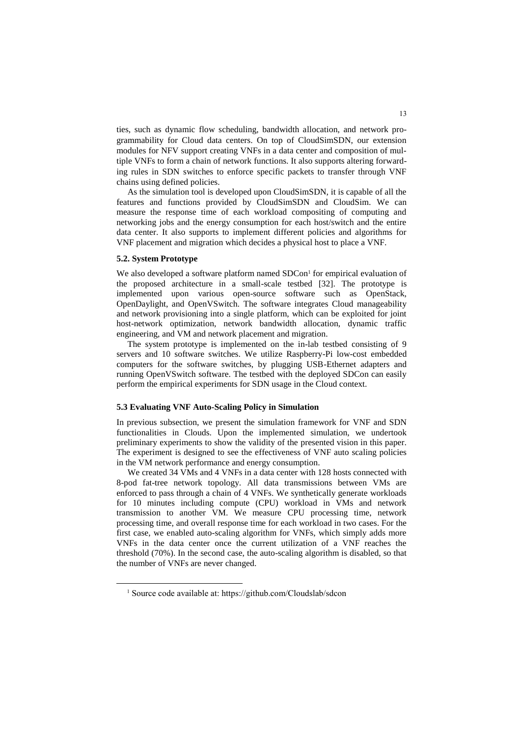ties, such as dynamic flow scheduling, bandwidth allocation, and network programmability for Cloud data centers. On top of CloudSimSDN, our extension modules for NFV support creating VNFs in a data center and composition of multiple VNFs to form a chain of network functions. It also supports altering forwarding rules in SDN switches to enforce specific packets to transfer through VNF chains using defined policies.

As the simulation tool is developed upon CloudSimSDN, it is capable of all the features and functions provided by CloudSimSDN and CloudSim. We can measure the response time of each workload compositing of computing and networking jobs and the energy consumption for each host/switch and the entire data center. It also supports to implement different policies and algorithms for VNF placement and migration which decides a physical host to place a VNF.

### 5.2. System Prototype

We also developed a software platform named SDCon[1] for empirical evaluation of the proposed architecture in a small-scale testbed [32]. The prototype is implemented upon various open-source software such as OpenStack, OpenDaylight, and OpenVSwitch. The software integrates Cloud manageability and network provisioning into a single platform, which can be exploited for joint host-network optimization, network bandwidth allocation, dynamic traffic engineering, and VM and network placement and migration.

The system prototype is implemented on the in-lab testbed consisting of 9 servers and 10 software switches. We utilize Raspberry-Pi low-cost embedded computers for the software switches, by plugging USB-Ethernet adapters and running OpenVSwitch software. The testbed with the deployed SDCon can easily perform the empirical experiments for SDN usage in the Cloud context.

### 5.3 Evaluating VNF Auto-Scaling Policy in Simulation

In previous subsection, we present the simulation framework for VNF and SDN functionalities in Clouds. Upon the implemented simulation, we undertook preliminary experiments to show the validity of the presented vision in this paper. The experiment is designed to see the effectiveness of VNF auto scaling policies in the VM network performance and energy consumption.

We created 34 VMs and 4 VNFs in a data center with 128 hosts connected with 8-pod fat-tree network topology. All data transmissions between VMs are enforced to pass through a chain of 4 VNFs. We synthetically generate workloads for 10 minutes including compute (CPU) workload in VMs and network transmission to another VM. We measure CPU processing time, network processing time, and overall response time for each workload in two cases. For the first case, we enabled auto-scaling algorithm for VNFs, which simply adds more VNFs in the data center once the current utilization of a VNF reaches the threshold (70%). In the second case, the auto-scaling algorithm is disabled, so that the number of VNFs are never changed.

[1] Source code available at: https://github.com/Cloudslab/sdcon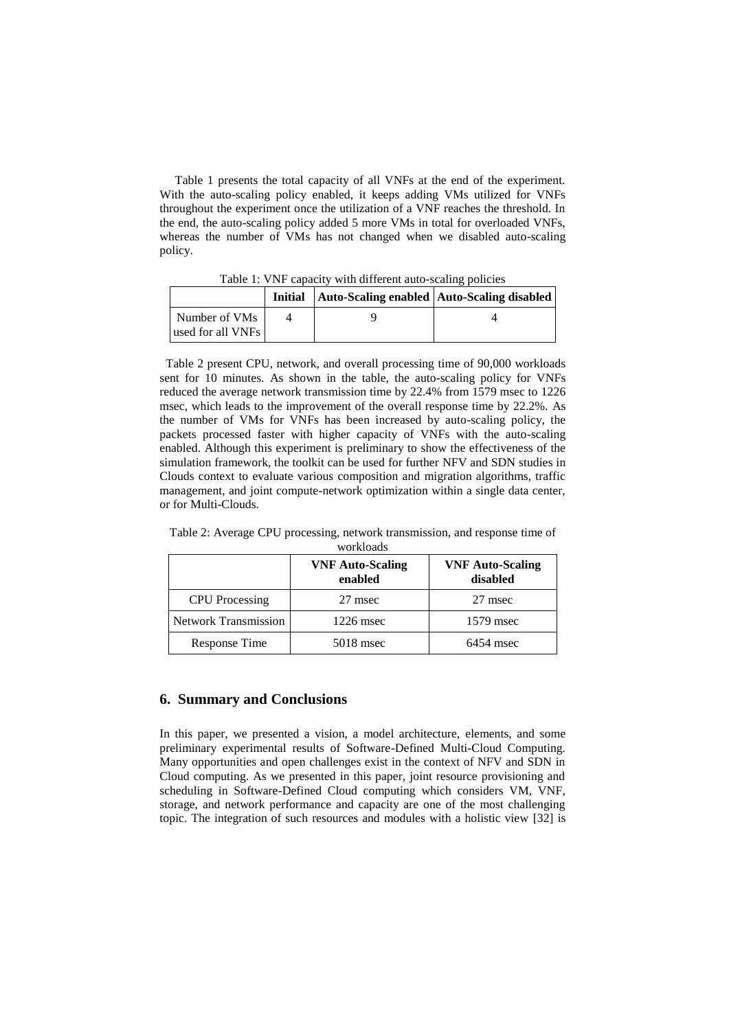Table 1 presents the total capacity of all VNFs at the end of the experiment. With the auto-scaling policy enabled, it keeps adding VMs utilized for VNFs throughout the experiment once the utilization of a VNF reaches the threshold. In the end, the auto-scaling policy added 5 more VMs in total for overloaded VNFs, whereas the number of VMs has not changed when we disabled auto-scaling policy.

Table 1: VNF capacity with different auto-scaling policies

| | **Initial** | **Auto-Scaling enabled** | **Auto-Scaling disabled** |
|---|---|---|---|
| Number of VMs used for all VNFs | 4 | 9 | 4 |

Table 2 present CPU, network, and overall processing time of 90,000 workloads sent for 10 minutes. As shown in the table, the auto-scaling policy for VNFs reduced the average network transmission time by 22.4% from 1579 msec to 1226 msec, which leads to the improvement of the overall response time by 22.2%. As the number of VMs for VNFs has been increased by auto-scaling policy, the packets processed faster with higher capacity of VNFs with the auto-scaling enabled. Although this experiment is preliminary to show the effectiveness of the simulation framework, the toolkit can be used for further NFV and SDN studies in Clouds context to evaluate various composition and migration algorithms, traffic management, and joint compute-network optimization within a single data center, or for Multi-Clouds.

Table 2: Average CPU processing, network transmission, and response time of workloads

| | **VNF Auto-Scaling enabled** | **VNF Auto-Scaling disabled** |
|---|---|---|
| CPU Processing | 27 msec | 27 msec |
| Network Transmission | 1226 msec | 1579 msec |
| Response Time | 5018 msec | 6454 msec |

## 6. Summary and Conclusions

In this paper, we presented a vision, a model architecture, elements, and some preliminary experimental results of Software-Defined Multi-Cloud Computing. Many opportunities and open challenges exist in the context of NFV and SDN in Cloud computing. As we presented in this paper, joint resource provisioning and scheduling in Software-Defined Cloud computing which considers VM, VNF, storage, and network performance and capacity are one of the most challenging topic. The integration of such resources and modules with a holistic view [32] is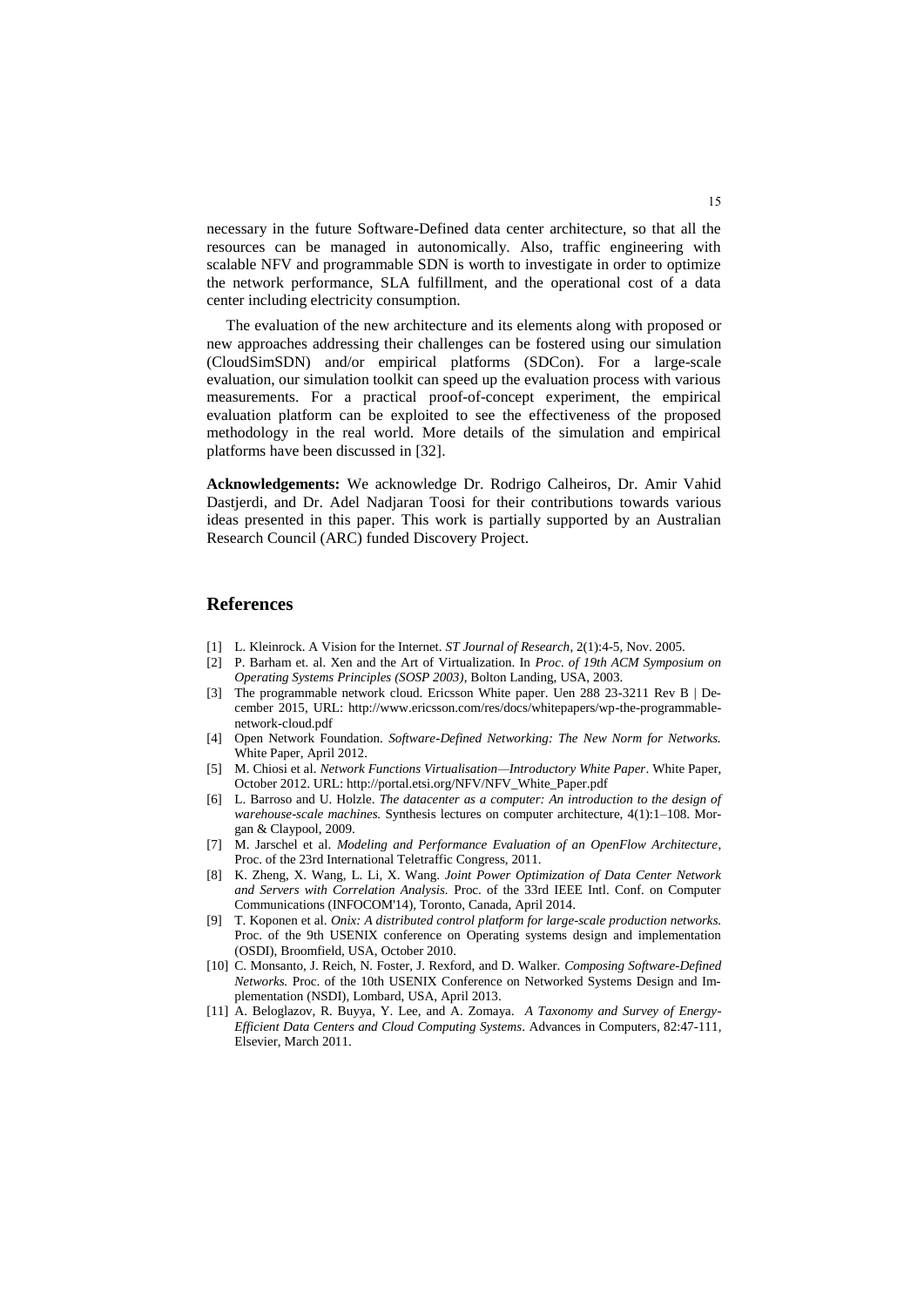necessary in the future Software-Defined data center architecture, so that all the resources can be managed in autonomically. Also, traffic engineering with scalable NFV and programmable SDN is worth to investigate in order to optimize the network performance, SLA fulfillment, and the operational cost of a data center including electricity consumption.

The evaluation of the new architecture and its elements along with proposed or new approaches addressing their challenges can be fostered using our simulation (CloudSimSDN) and/or empirical platforms (SDCon). For a large-scale evaluation, our simulation toolkit can speed up the evaluation process with various measurements. For a practical proof-of-concept experiment, the empirical evaluation platform can be exploited to see the effectiveness of the proposed methodology in the real world. More details of the simulation and empirical platforms have been discussed in [32].

**Acknowledgements:** We acknowledge Dr. Rodrigo Calheiros, Dr. Amir Vahid Dastjerdi, and Dr. Adel Nadjaran Toosi for their contributions towards various ideas presented in this paper. This work is partially supported by an Australian Research Council (ARC) funded Discovery Project.

## References

[1] L. Kleinrock. A Vision for the Internet. *ST Journal of Research*, 2(1):4-5, Nov. 2005.

[2] P. Barham et. al. Xen and the Art of Virtualization. In *Proc. of 19th ACM Symposium on Operating Systems Principles (SOSP 2003)*, Bolton Landing, USA, 2003.

[3] The programmable network cloud. Ericsson White paper. Uen 288 23-3211 Rev B | December 2015, URL: http://www.ericsson.com/res/docs/whitepapers/wp-the-programmable-network-cloud.pdf

[4] Open Network Foundation. *Software-Defined Networking: The New Norm for Networks.* White Paper, April 2012.

[5] M. Chiosi et al. *Network Functions Virtualisation—Introductory White Paper*. White Paper, October 2012. URL: http://portal.etsi.org/NFV/NFV_White_Paper.pdf

[6] L. Barroso and U. Holzle. *The datacenter as a computer: An introduction to the design of warehouse-scale machines.* Synthesis lectures on computer architecture, 4(1):1–108. Morgan & Claypool, 2009.

[7] M. Jarschel et al. *Modeling and Performance Evaluation of an OpenFlow Architecture*, Proc. of the 23rd International Teletraffic Congress, 2011.

[8] K. Zheng, X. Wang, L. Li, X. Wang. *Joint Power Optimization of Data Center Network and Servers with Correlation Analysis.* Proc. of the 33rd IEEE Intl. Conf. on Computer Communications (INFOCOM'14), Toronto, Canada, April 2014.

[9] T. Koponen et al. *Onix: A distributed control platform for large-scale production networks.* Proc. of the 9th USENIX conference on Operating systems design and implementation (OSDI), Broomfield, USA, October 2010.

[10] C. Monsanto, J. Reich, N. Foster, J. Rexford, and D. Walker. *Composing Software-Defined Networks.* Proc. of the 10th USENIX Conference on Networked Systems Design and Implementation (NSDI), Lombard, USA, April 2013.

[11] A. Beloglazov, R. Buyya, Y. Lee, and A. Zomaya. *A Taxonomy and Survey of Energy-Efficient Data Centers and Cloud Computing Systems*. Advances in Computers, 82:47-111, Elsevier, March 2011.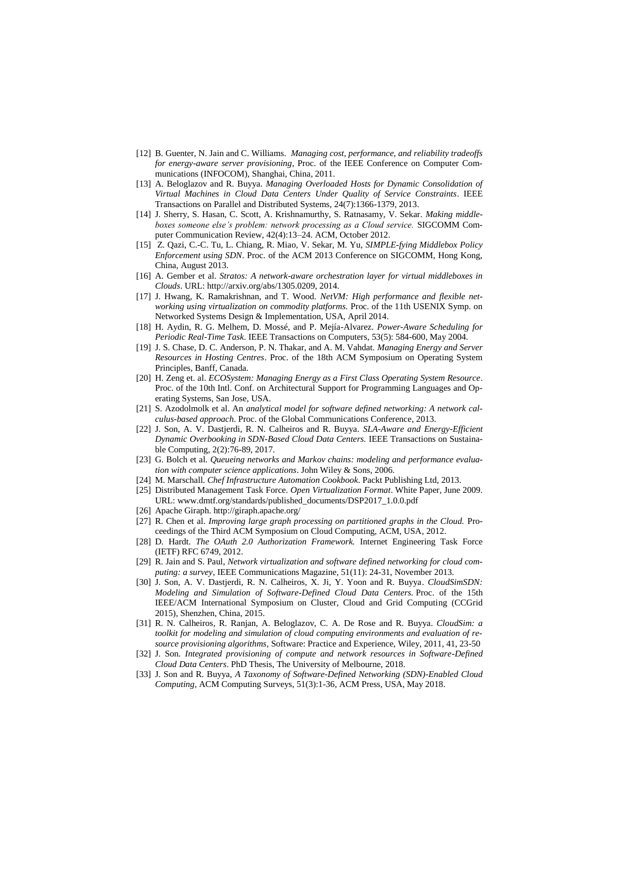[12] B. Guenter, N. Jain and C. Williams. *Managing cost, performance, and reliability tradeoffs for energy-aware server provisioning*, Proc. of the IEEE Conference on Computer Communications (INFOCOM), Shanghai, China, 2011.

[13] A. Beloglazov and R. Buyya. *Managing Overloaded Hosts for Dynamic Consolidation of Virtual Machines in Cloud Data Centers Under Quality of Service Constraints*. IEEE Transactions on Parallel and Distributed Systems, 24(7):1366-1379, 2013.

[14] J. Sherry, S. Hasan, C. Scott, A. Krishnamurthy, S. Ratnasamy, V. Sekar. *Making middle-boxes someone else's problem: network processing as a Cloud service.* SIGCOMM Computer Communication Review, 42(4):13–24. ACM, October 2012.

[15] Z. Qazi, C.-C. Tu, L. Chiang, R. Miao, V. Sekar, M. Yu, *SIMPLE-fying Middlebox Policy Enforcement using SDN*. Proc. of the ACM 2013 Conference on SIGCOMM, Hong Kong, China, August 2013.

[16] A. Gember et al. *Stratos: A network-aware orchestration layer for virtual middleboxes in Clouds*. URL: http://arxiv.org/abs/1305.0209, 2014.

[17] J. Hwang, K. Ramakrishnan, and T. Wood. *NetVM: High performance and flexible networking using virtualization on commodity platforms.* Proc. of the 11th USENIX Symp. on Networked Systems Design & Implementation, USA, April 2014.

[18] H. Aydin, R. G. Melhem, D. Mossé, and P. Mejía-Alvarez. *Power-Aware Scheduling for Periodic Real-Time Task*. IEEE Transactions on Computers, 53(5): 584-600, May 2004.

[19] J. S. Chase, D. C. Anderson, P. N. Thakar, and A. M. Vahdat. *Managing Energy and Server Resources in Hosting Centres*. Proc. of the 18th ACM Symposium on Operating System Principles, Banff, Canada.

[20] H. Zeng et. al. *ECOSystem: Managing Energy as a First Class Operating System Resource*. Proc. of the 10th Intl. Conf. on Architectural Support for Programming Languages and Operating Systems, San Jose, USA.

[21] S. Azodolmolk et al. An *analytical model for software defined networking: A network calculus-based approach*. Proc. of the Global Communications Conference, 2013.

[22] J. Son, A. V. Dastjerdi, R. N. Calheiros and R. Buyya. *SLA-Aware and Energy-Efficient Dynamic Overbooking in SDN-Based Cloud Data Centers.* IEEE Transactions on Sustainable Computing, 2(2):76-89, 2017.

[23] G. Bolch et al. *Queueing networks and Markov chains: modeling and performance evaluation with computer science applications*. John Wiley & Sons, 2006.

[24] M. Marschall. *Chef Infrastructure Automation Cookbook*. Packt Publishing Ltd, 2013.

[25] Distributed Management Task Force. *Open Virtualization Format*. White Paper, June 2009. URL: www.dmtf.org/standards/published_documents/DSP2017_1.0.0.pdf

[26] Apache Giraph. http://giraph.apache.org/

[27] R. Chen et al. *Improving large graph processing on partitioned graphs in the Cloud.* Proceedings of the Third ACM Symposium on Cloud Computing, ACM, USA, 2012.

[28] D. Hardt. *The OAuth 2.0 Authorization Framework.* Internet Engineering Task Force (IETF) RFC 6749, 2012.

[29] R. Jain and S. Paul, *Network virtualization and software defined networking for cloud computing: a survey*, IEEE Communications Magazine, 51(11): 24-31, November 2013.

[30] J. Son, A. V. Dastjerdi, R. N. Calheiros, X. Ji, Y. Yoon and R. Buyya. *CloudSimSDN: Modeling and Simulation of Software-Defined Cloud Data Centers.* Proc. of the 15th IEEE/ACM International Symposium on Cluster, Cloud and Grid Computing (CCGrid 2015), Shenzhen, China, 2015.

[31] R. N. Calheiros, R. Ranjan, A. Beloglazov, C. A. De Rose and R. Buyya. *CloudSim: a toolkit for modeling and simulation of cloud computing environments and evaluation of resource provisioning algorithms,* Software: Practice and Experience, Wiley, 2011, 41, 23-50

[32] J. Son. *Integrated provisioning of compute and network resources in Software-Defined Cloud Data Centers*. PhD Thesis, The University of Melbourne, 2018.

[33] J. Son and R. Buyya, *A Taxonomy of Software-Defined Networking (SDN)-Enabled Cloud Computing*, ACM Computing Surveys, 51(3):1-36, ACM Press, USA, May 2018.